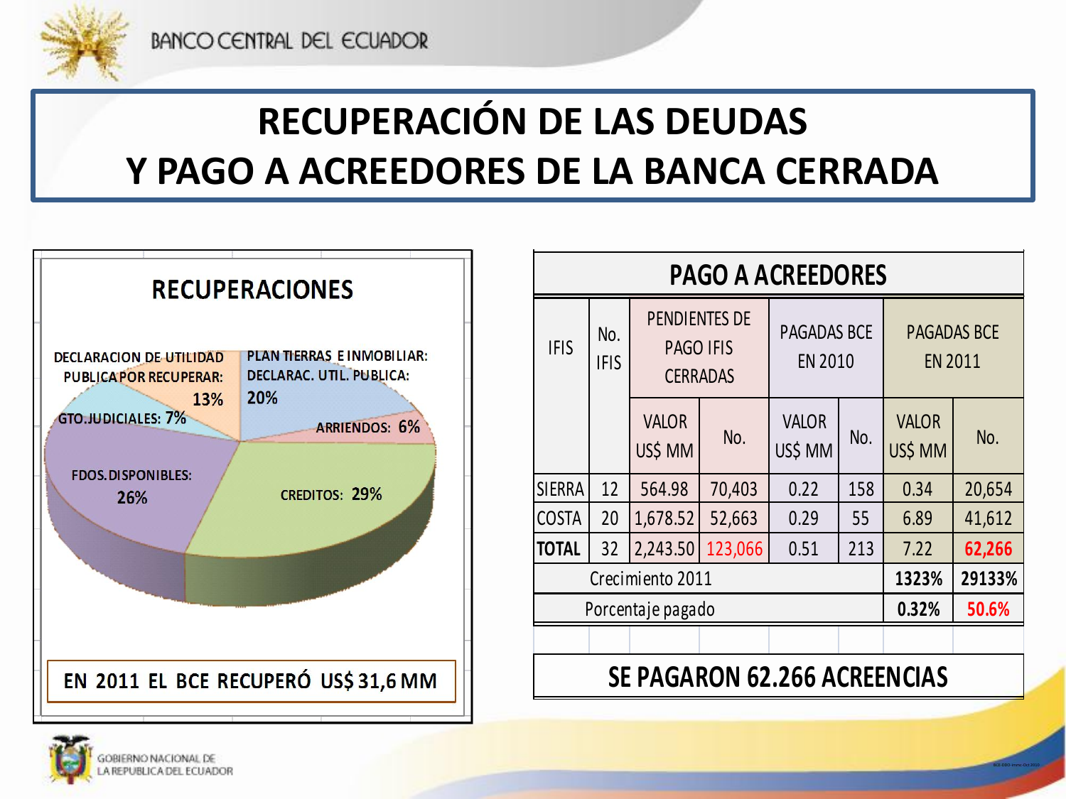# RECUPERACIÓN DE LAS DEUDAS Y PAGO A ACREEDORES DE LA BANCA CERRADA

## RECUPERACIONES

- DECLARACION DE UTILIDAD PUBLICA POR RECUPERAR: 13%
- PLAN TIERRAS E INMOBILIAR: DECLARAC. UTIL. PUBLICA: 20%
- ARRIENDOS: 6%
- CREDITOS: 29%
- FDOS. DISPONIBLES: 26%
- GTO. JUDICIALES: 7%

**EN 2011 EL BCE RECUPERÓ US$ 31,6 MM**

## PAGO A ACREEDORES

| IFIS | No. IFIS | PENDIENTES DE PAGO IFIS CERRADAS | | PAGADAS BCE EN 2010 | | PAGADAS BCE EN 2011 | |
|---|---|---|---|---|---|---|---|
| | | VALOR US$ MM | No. | VALOR US$ MM | No. | VALOR US$ MM | No. |
| SIERRA | 12 | 564.98 | 70,403 | 0.22 | 158 | 0.34 | 20,654 |
| COSTA | 20 | 1,678.52 | 52,663 | 0.29 | 55 | 6.89 | 41,612 |
| **TOTAL** | 32 | 2,243.50 | 123,066 | 0.51 | 213 | 7.22 | 62,266 |
| Crecimiento 2011 | | | | | | **1323%** | **29133%** |
| Porcentaje pagado | | | | | | **0.32%** | **50.6%** |

**SE PAGARON 62.266 ACREENCIAS**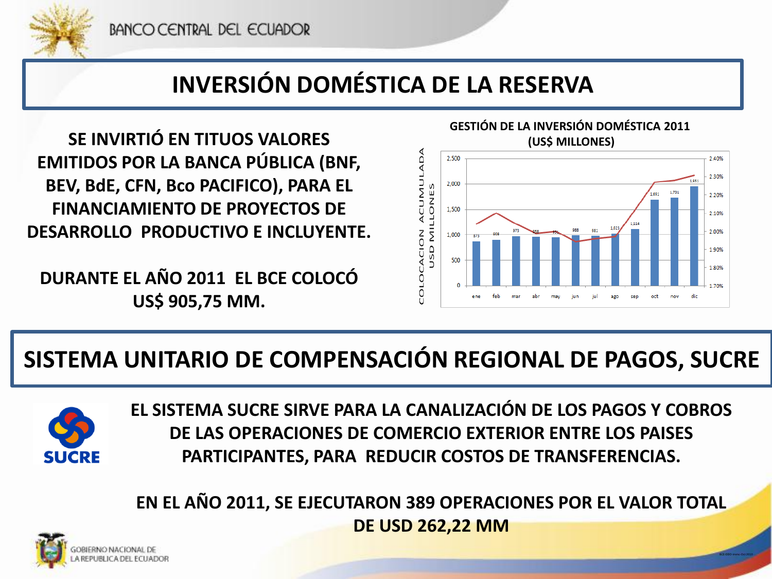# INVERSIÓN DOMÉSTICA DE LA RESERVA

**SE INVIRTIÓ EN TITUOS VALORES EMITIDOS POR LA BANCA PÚBLICA (BNF, BEV, BdE, CFN, Bco PACIFICO), PARA EL FINANCIAMIENTO DE PROYECTOS DE DESARROLLO PRODUCTIVO E INCLUYENTE.**

**DURANTE EL AÑO 2011 EL BCE COLOCÓ US$ 905,75 MM.**

**GESTIÓN DE LA INVERSIÓN DOMÉSTICA 2011 (US$ MILLONES)**

COLOCACION ACUMULADA USD MILLONES

| Mes | ene | feb | mar | abr | may | jun | jul | ago | sep | oct | nov | dic |
|---|---|---|---|---|---|---|---|---|---|---|---|---|
| Colocación acumulada | 873 | 908 | 973 | 958 | 951 | 988 | 981 | 1,023 | 1,114 | 1,691 | 1,731 | 1,951 |

# SISTEMA UNITARIO DE COMPENSACIÓN REGIONAL DE PAGOS, SUCRE

**EL SISTEMA SUCRE SIRVE PARA LA CANALIZACIÓN DE LOS PAGOS Y COBROS DE LAS OPERACIONES DE COMERCIO EXTERIOR ENTRE LOS PAISES PARTICIPANTES, PARA REDUCIR COSTOS DE TRANSFERENCIAS.**

**EN EL AÑO 2011, SE EJECUTARON 389 OPERACIONES POR EL VALOR TOTAL DE USD 262,22 MM**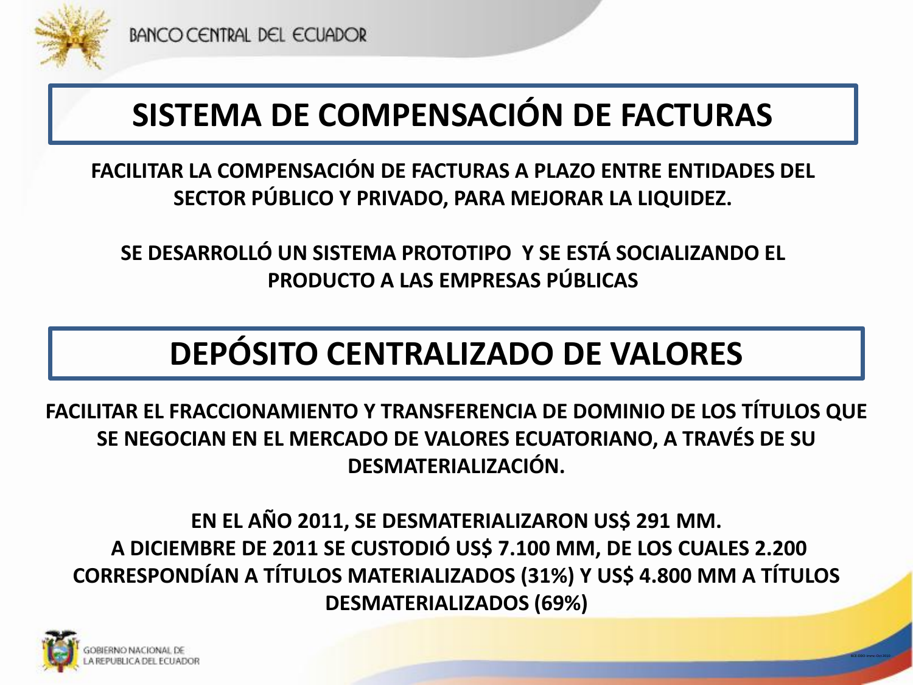## SISTEMA DE COMPENSACIÓN DE FACTURAS

**FACILITAR LA COMPENSACIÓN DE FACTURAS A PLAZO ENTRE ENTIDADES DEL SECTOR PÚBLICO Y PRIVADO, PARA MEJORAR LA LIQUIDEZ.**

**SE DESARROLLÓ UN SISTEMA PROTOTIPO Y SE ESTÁ SOCIALIZANDO EL PRODUCTO A LAS EMPRESAS PÚBLICAS**

## DEPÓSITO CENTRALIZADO DE VALORES

**FACILITAR EL FRACCIONAMIENTO Y TRANSFERENCIA DE DOMINIO DE LOS TÍTULOS QUE SE NEGOCIAN EN EL MERCADO DE VALORES ECUATORIANO, A TRAVÉS DE SU DESMATERIALIZACIÓN.**

**EN EL AÑO 2011, SE DESMATERIALIZARON US$ 291 MM.**
**A DICIEMBRE DE 2011 SE CUSTODIÓ US$ 7.100 MM, DE LOS CUALES 2.200 CORRESPONDÍAN A TÍTULOS MATERIALIZADOS (31%) Y US$ 4.800 MM A TÍTULOS DESMATERIALIZADOS (69%)**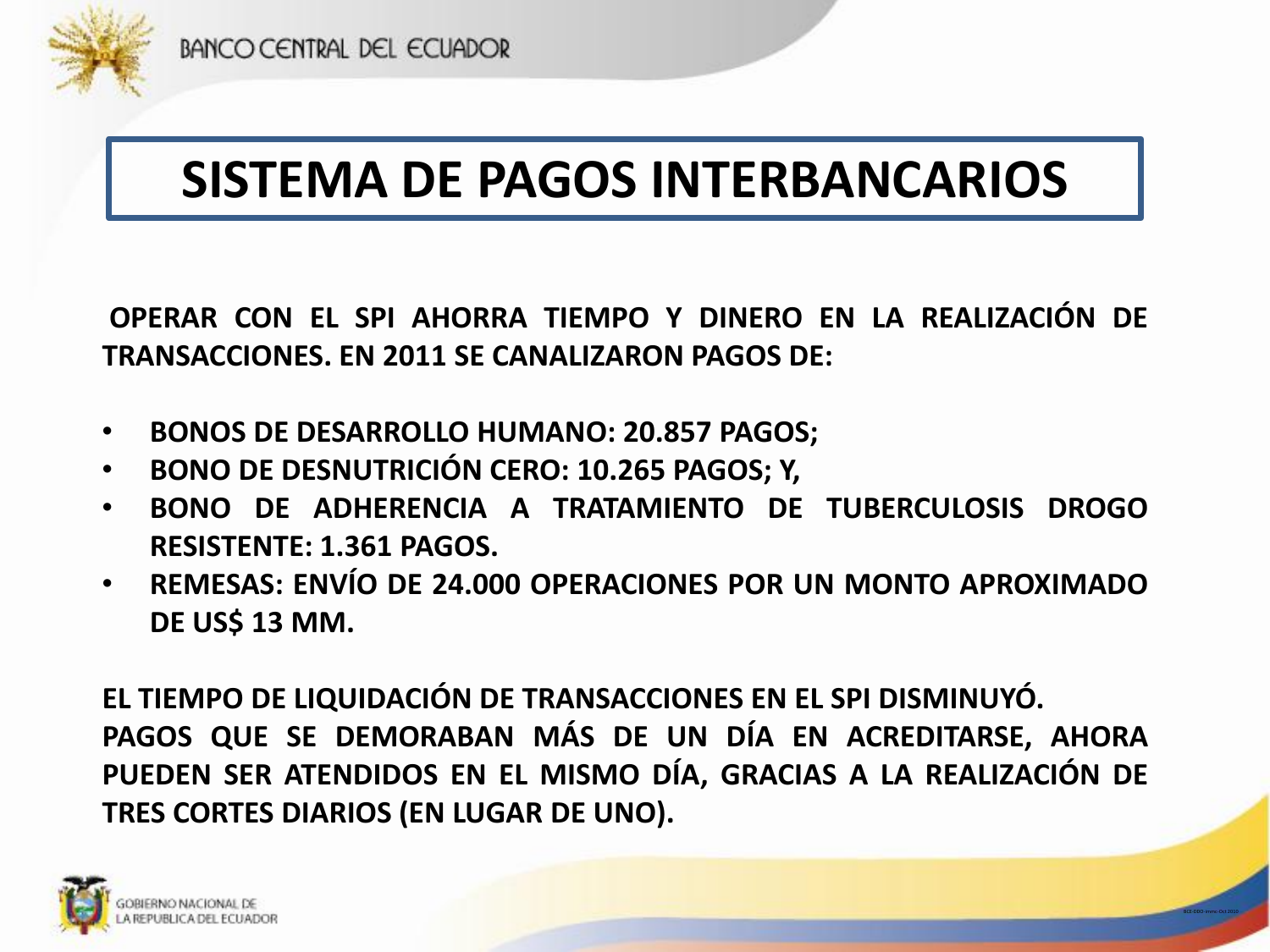# SISTEMA DE PAGOS INTERBANCARIOS

**OPERAR CON EL SPI AHORRA TIEMPO Y DINERO EN LA REALIZACIÓN DE TRANSACCIONES. EN 2011 SE CANALIZARON PAGOS DE:**

- **BONOS DE DESARROLLO HUMANO: 20.857 PAGOS;**
- **BONO DE DESNUTRICIÓN CERO: 10.265 PAGOS; Y,**
- **BONO DE ADHERENCIA A TRATAMIENTO DE TUBERCULOSIS DROGO RESISTENTE: 1.361 PAGOS.**
- **REMESAS: ENVÍO DE 24.000 OPERACIONES POR UN MONTO APROXIMADO DE US$ 13 MM.**

**EL TIEMPO DE LIQUIDACIÓN DE TRANSACCIONES EN EL SPI DISMINUYÓ.**
**PAGOS QUE SE DEMORABAN MÁS DE UN DÍA EN ACREDITARSE, AHORA PUEDEN SER ATENDIDOS EN EL MISMO DÍA, GRACIAS A LA REALIZACIÓN DE TRES CORTES DIARIOS (EN LUGAR DE UNO).**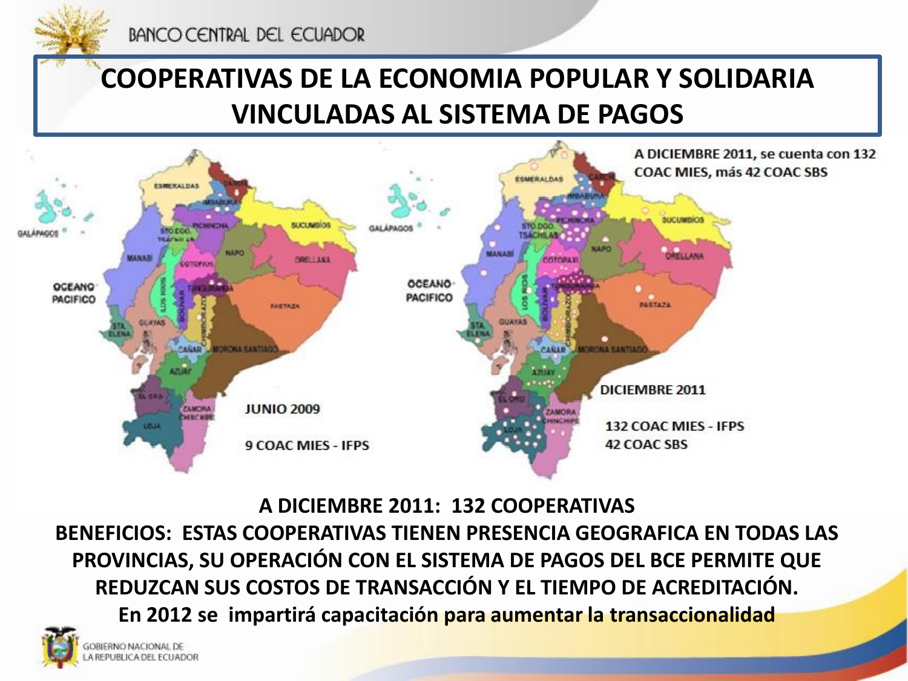# COOPERATIVAS DE LA ECONOMIA POPULAR Y SOLIDARIA VINCULADAS AL SISTEMA DE PAGOS

A DICIEMBRE 2011, se cuenta con 132 COAC MIES, más 42 COAC SBS

JUNIO 2009

9 COAC MIES - IFPS

DICIEMBRE 2011

132 COAC MIES - IFPS
42 COAC SBS

**A DICIEMBRE 2011: 132 COOPERATIVAS**

**BENEFICIOS: ESTAS COOPERATIVAS TIENEN PRESENCIA GEOGRAFICA EN TODAS LAS PROVINCIAS, SU OPERACIÓN CON EL SISTEMA DE PAGOS DEL BCE PERMITE QUE REDUZCAN SUS COSTOS DE TRANSACCIÓN Y EL TIEMPO DE ACREDITACIÓN.**

**En 2012 se impartirá capacitación para aumentar la transaccionalidad**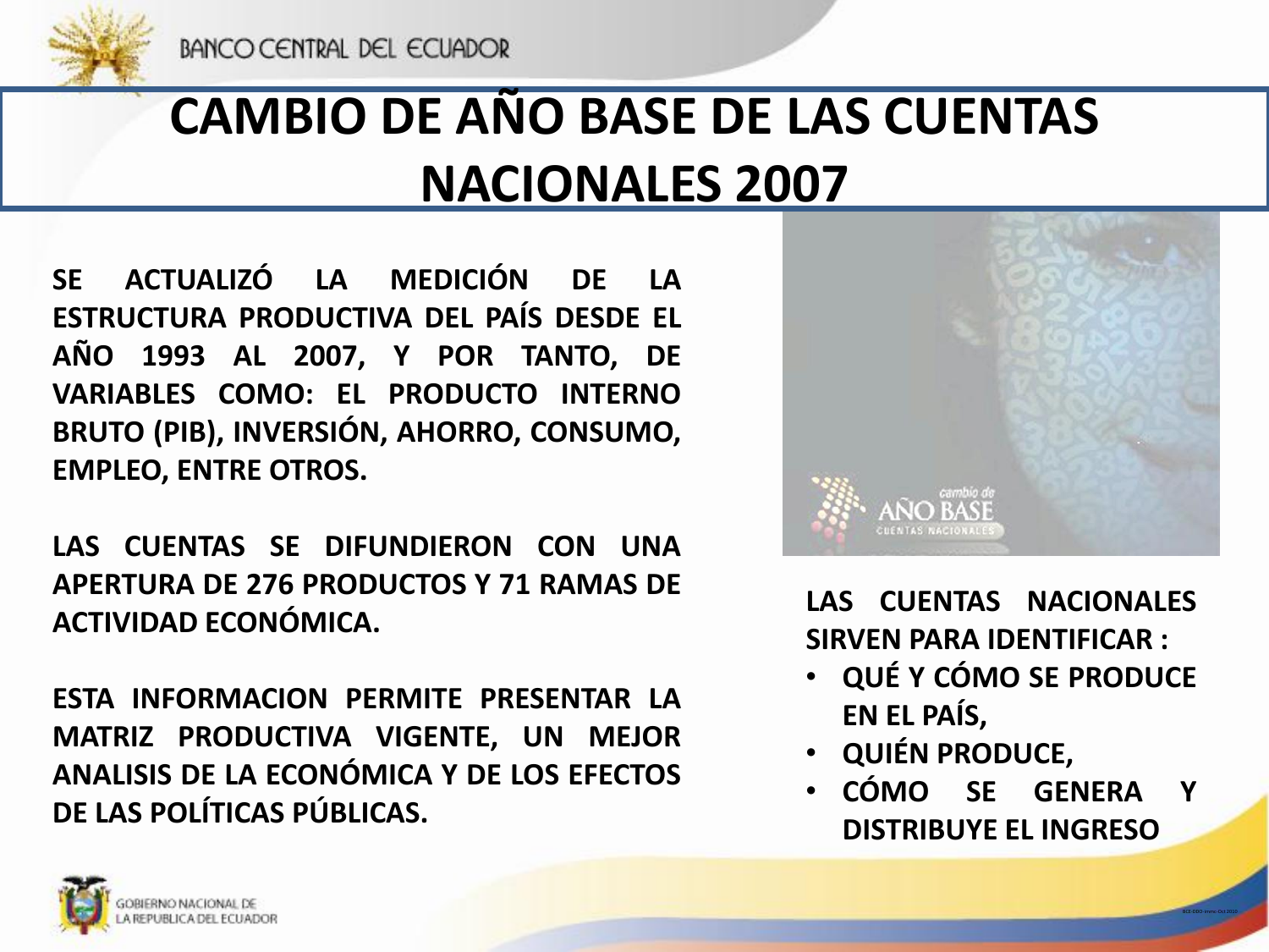# CAMBIO DE AÑO BASE DE LAS CUENTAS NACIONALES 2007

**SE ACTUALIZÓ LA MEDICIÓN DE LA ESTRUCTURA PRODUCTIVA DEL PAÍS DESDE EL AÑO 1993 AL 2007, Y POR TANTO, DE VARIABLES COMO: EL PRODUCTO INTERNO BRUTO (PIB), INVERSIÓN, AHORRO, CONSUMO, EMPLEO, ENTRE OTROS.**

**LAS CUENTAS SE DIFUNDIERON CON UNA APERTURA DE 276 PRODUCTOS Y 71 RAMAS DE ACTIVIDAD ECONÓMICA.**

**ESTA INFORMACION PERMITE PRESENTAR LA MATRIZ PRODUCTIVA VIGENTE, UN MEJOR ANALISIS DE LA ECONÓMICA Y DE LOS EFECTOS DE LAS POLÍTICAS PÚBLICAS.**

**LAS CUENTAS NACIONALES SIRVEN PARA IDENTIFICAR :**

- **QUÉ Y CÓMO SE PRODUCE EN EL PAÍS,**
- **QUIÉN PRODUCE,**
- **CÓMO SE GENERA Y DISTRIBUYE EL INGRESO**